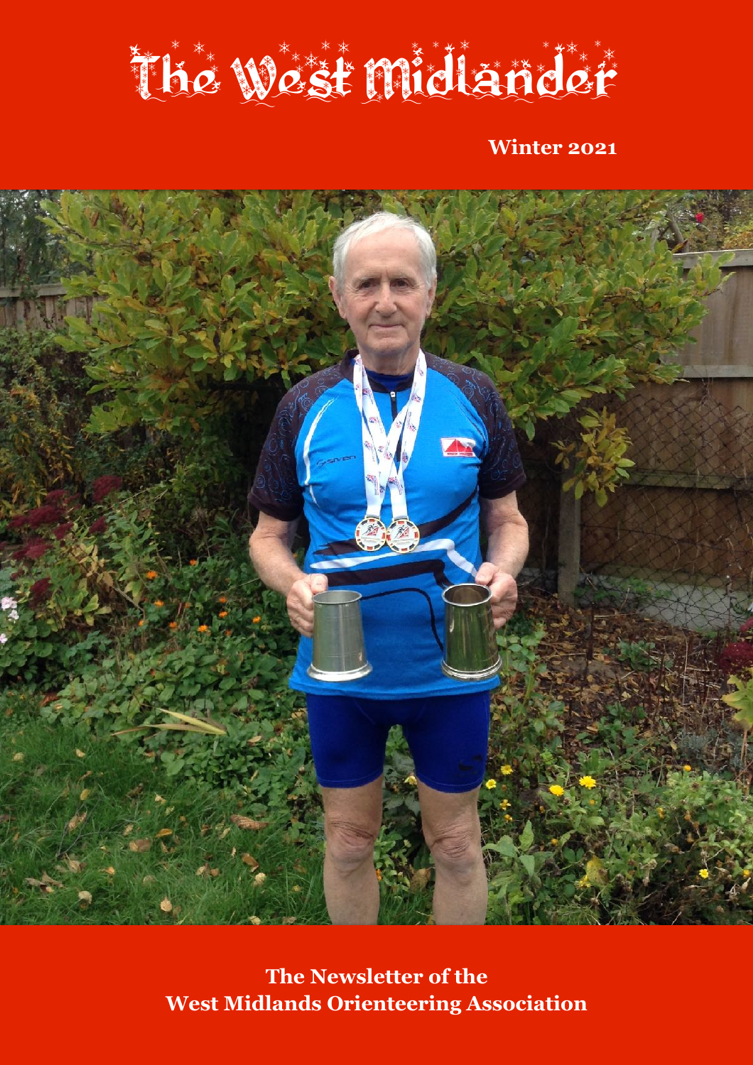# The West Midlander

**Winter 2021**

**The Newsletter of the West Midlands Orienteering Association**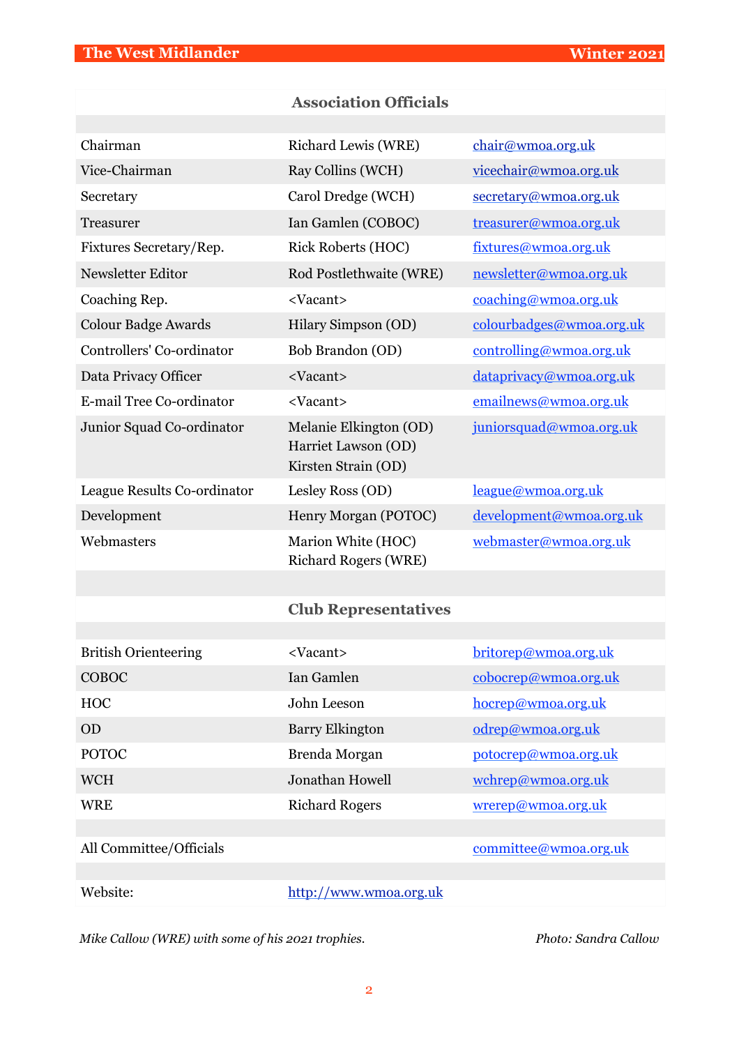## Association Officials

| | | |
|---|---|---|
| Chairman | Richard Lewis (WRE) | chair@wmoa.org.uk |
| Vice-Chairman | Ray Collins (WCH) | vicechair@wmoa.org.uk |
| Secretary | Carol Dredge (WCH) | secretary@wmoa.org.uk |
| Treasurer | Ian Gamlen (COBOC) | treasurer@wmoa.org.uk |
| Fixtures Secretary/Rep. | Rick Roberts (HOC) | fixtures@wmoa.org.uk |
| Newsletter Editor | Rod Postlethwaite (WRE) | newsletter@wmoa.org.uk |
| Coaching Rep. | <Vacant> | coaching@wmoa.org.uk |
| Colour Badge Awards | Hilary Simpson (OD) | colourbadges@wmoa.org.uk |
| Controllers' Co-ordinator | Bob Brandon (OD) | controlling@wmoa.org.uk |
| Data Privacy Officer | <Vacant> | dataprivacy@wmoa.org.uk |
| E-mail Tree Co-ordinator | <Vacant> | emailnews@wmoa.org.uk |
| Junior Squad Co-ordinator | Melanie Elkington (OD)<br>Harriet Lawson (OD)<br>Kirsten Strain (OD) | juniorsquad@wmoa.org.uk |
| League Results Co-ordinator | Lesley Ross (OD) | league@wmoa.org.uk |
| Development | Henry Morgan (POTOC) | development@wmoa.org.uk |
| Webmasters | Marion White (HOC)<br>Richard Rogers (WRE) | webmaster@wmoa.org.uk |

## Club Representatives

| | | |
|---|---|---|
| British Orienteering | <Vacant> | britorep@wmoa.org.uk |
| COBOC | Ian Gamlen | cobocrep@wmoa.org.uk |
| HOC | John Leeson | hocrep@wmoa.org.uk |
| OD | Barry Elkington | odrep@wmoa.org.uk |
| POTOC | Brenda Morgan | potocrep@wmoa.org.uk |
| WCH | Jonathan Howell | wchrep@wmoa.org.uk |
| WRE | Richard Rogers | wrerep@wmoa.org.uk |
| | | |
| All Committee/Officials | | committee@wmoa.org.uk |
| | | |
| Website: | http://www.wmoa.org.uk | |

*Mike Callow (WRE) with some of his 2021 trophies.* *Photo: Sandra Callow*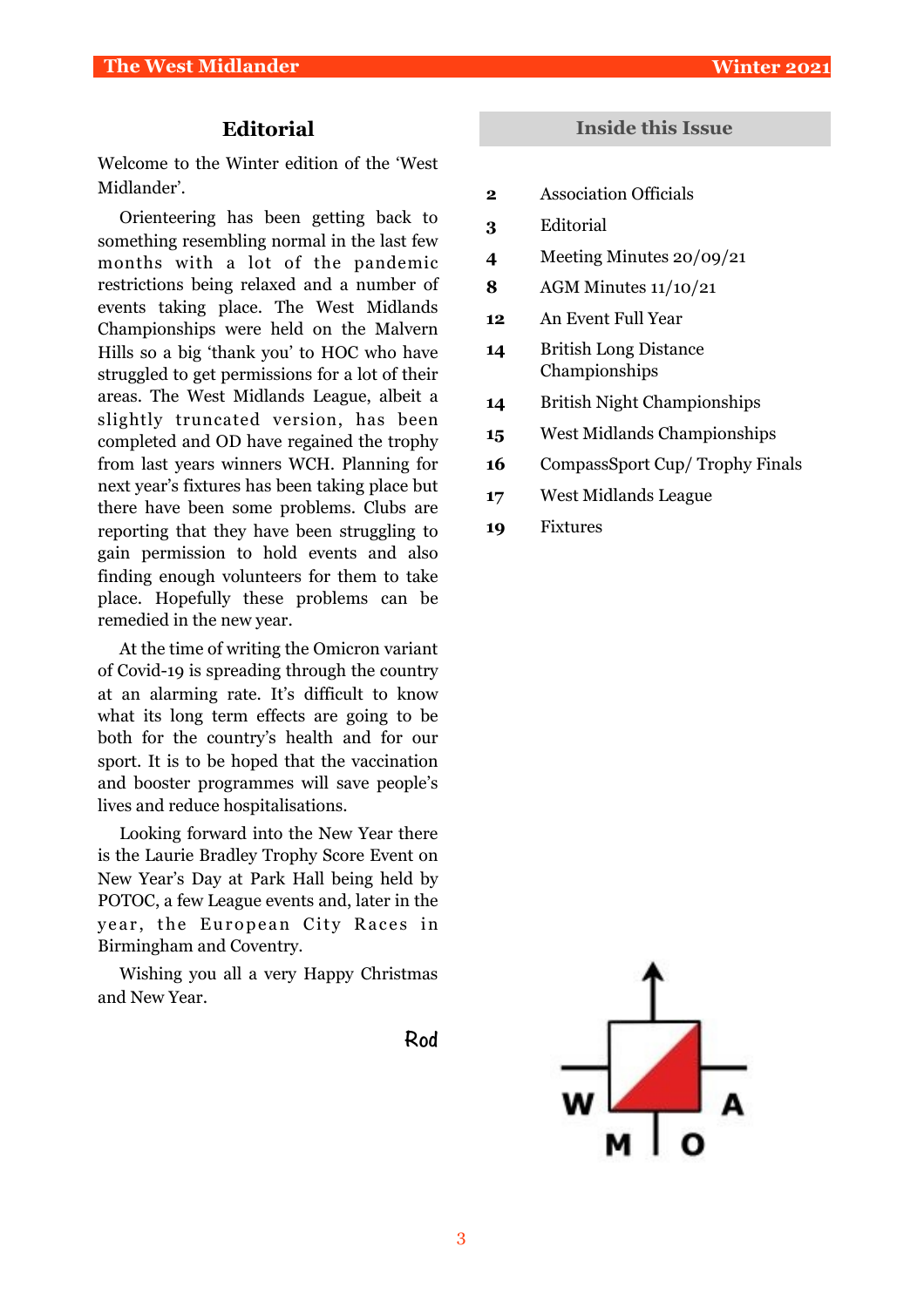## Editorial

Welcome to the Winter edition of the 'West Midlander'.

Orienteering has been getting back to something resembling normal in the last few months with a lot of the pandemic restrictions being relaxed and a number of events taking place. The West Midlands Championships were held on the Malvern Hills so a big 'thank you' to HOC who have struggled to get permissions for a lot of their areas. The West Midlands League, albeit a slightly truncated version, has been completed and OD have regained the trophy from last years winners WCH. Planning for next year's fixtures has been taking place but there have been some problems. Clubs are reporting that they have been struggling to gain permission to hold events and also finding enough volunteers for them to take place. Hopefully these problems can be remedied in the new year.

At the time of writing the Omicron variant of Covid-19 is spreading through the country at an alarming rate. It's difficult to know what its long term effects are going to be both for the country's health and for our sport. It is to be hoped that the vaccination and booster programmes will save people's lives and reduce hospitalisations.

Looking forward into the New Year there is the Laurie Bradley Trophy Score Event on New Year's Day at Park Hall being held by POTOC, a few League events and, later in the year, the European City Races in Birmingham and Coventry.

Wishing you all a very Happy Christmas and New Year.

Rod

## Inside this Issue

| | |
|---|---|
| 2 | Association Officials |
| 3 | Editorial |
| 4 | Meeting Minutes 20/09/21 |
| 8 | AGM Minutes 11/10/21 |
| 12 | An Event Full Year |
| 14 | British Long Distance Championships |
| 14 | British Night Championships |
| 15 | West Midlands Championships |
| 16 | CompassSport Cup/ Trophy Finals |
| 17 | West Midlands League |
| 19 | Fixtures |

W M O A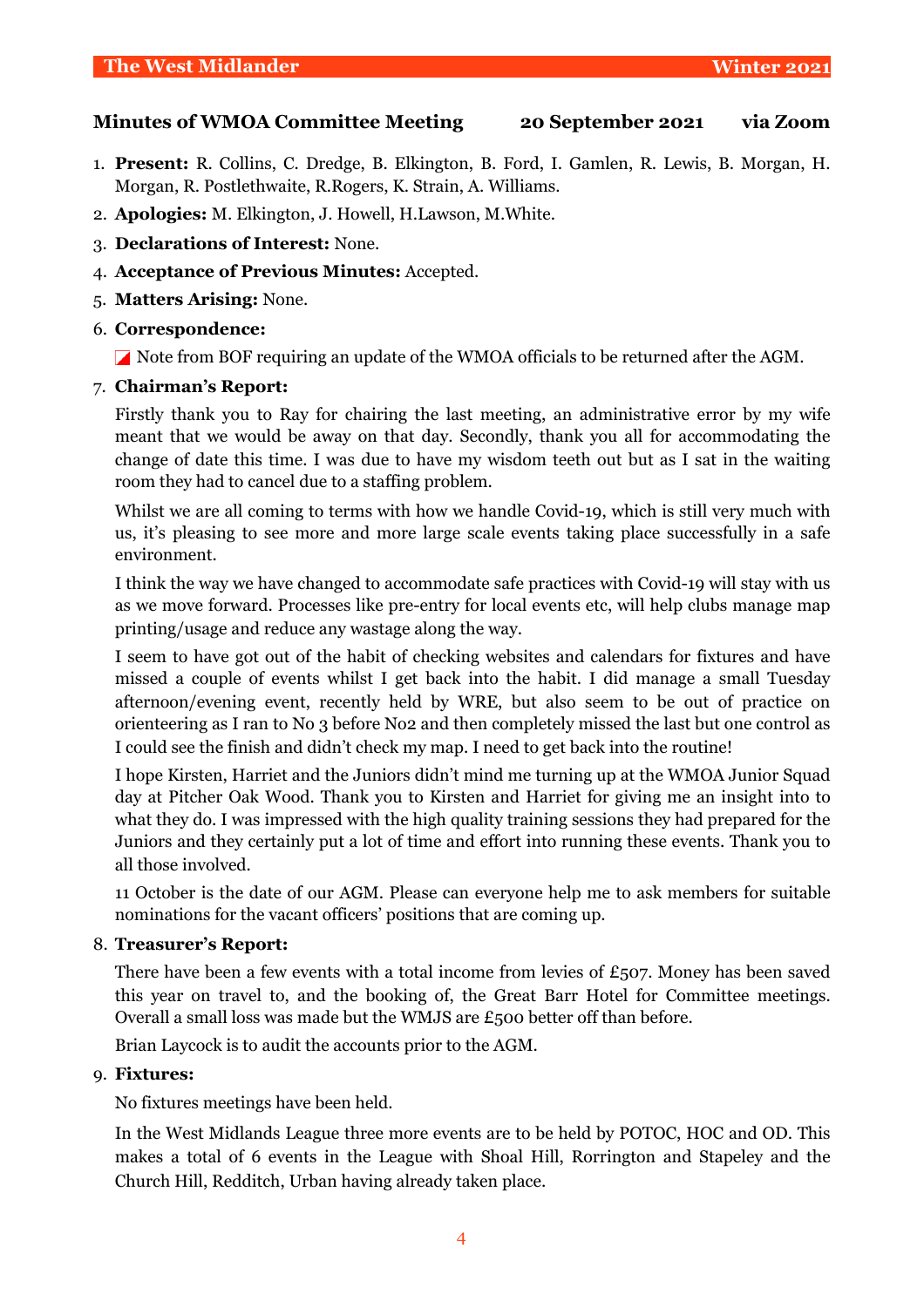## Minutes of WMOA Committee Meeting 20 September 2021 via Zoom

1. **Present:** R. Collins, C. Dredge, B. Elkington, B. Ford, I. Gamlen, R. Lewis, B. Morgan, H. Morgan, R. Postlethwaite, R.Rogers, K. Strain, A. Williams.
2. **Apologies:** M. Elkington, J. Howell, H.Lawson, M.White.
3. **Declarations of Interest:** None.
4. **Acceptance of Previous Minutes:** Accepted.
5. **Matters Arising:** None.
6. **Correspondence:**
   - Note from BOF requiring an update of the WMOA officials to be returned after the AGM.
7. **Chairman's Report:**

   Firstly thank you to Ray for chairing the last meeting, an administrative error by my wife meant that we would be away on that day. Secondly, thank you all for accommodating the change of date this time. I was due to have my wisdom teeth out but as I sat in the waiting room they had to cancel due to a staffing problem.

   Whilst we are all coming to terms with how we handle Covid-19, which is still very much with us, it's pleasing to see more and more large scale events taking place successfully in a safe environment.

   I think the way we have changed to accommodate safe practices with Covid-19 will stay with us as we move forward. Processes like pre-entry for local events etc, will help clubs manage map printing/usage and reduce any wastage along the way.

   I seem to have got out of the habit of checking websites and calendars for fixtures and have missed a couple of events whilst I get back into the habit. I did manage a small Tuesday afternoon/evening event, recently held by WRE, but also seem to be out of practice on orienteering as I ran to No 3 before No2 and then completely missed the last but one control as I could see the finish and didn't check my map. I need to get back into the routine!

   I hope Kirsten, Harriet and the Juniors didn't mind me turning up at the WMOA Junior Squad day at Pitcher Oak Wood. Thank you to Kirsten and Harriet for giving me an insight into to what they do. I was impressed with the high quality training sessions they had prepared for the Juniors and they certainly put a lot of time and effort into running these events. Thank you to all those involved.

   11 October is the date of our AGM. Please can everyone help me to ask members for suitable nominations for the vacant officers' positions that are coming up.
8. **Treasurer's Report:**

   There have been a few events with a total income from levies of £507. Money has been saved this year on travel to, and the booking of, the Great Barr Hotel for Committee meetings. Overall a small loss was made but the WMJS are £500 better off than before.

   Brian Laycock is to audit the accounts prior to the AGM.
9. **Fixtures:**

   No fixtures meetings have been held.

   In the West Midlands League three more events are to be held by POTOC, HOC and OD. This makes a total of 6 events in the League with Shoal Hill, Rorrington and Stapeley and the Church Hill, Redditch, Urban having already taken place.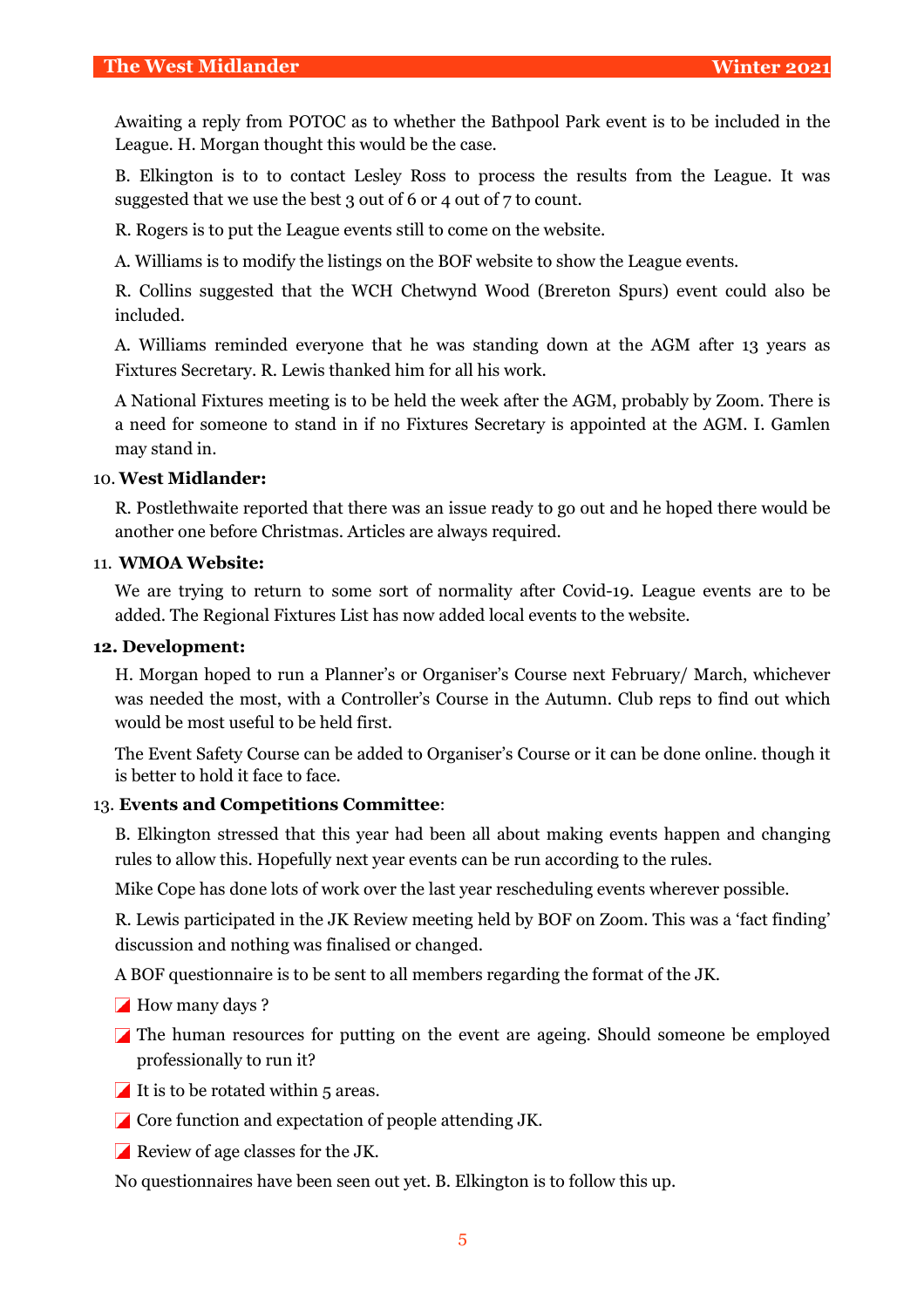Awaiting a reply from POTOC as to whether the Bathpool Park event is to be included in the League. H. Morgan thought this would be the case.

B. Elkington is to to contact Lesley Ross to process the results from the League. It was suggested that we use the best 3 out of 6 or 4 out of 7 to count.

R. Rogers is to put the League events still to come on the website.

A. Williams is to modify the listings on the BOF website to show the League events.

R. Collins suggested that the WCH Chetwynd Wood (Brereton Spurs) event could also be included.

A. Williams reminded everyone that he was standing down at the AGM after 13 years as Fixtures Secretary. R. Lewis thanked him for all his work.

A National Fixtures meeting is to be held the week after the AGM, probably by Zoom. There is a need for someone to stand in if no Fixtures Secretary is appointed at the AGM. I. Gamlen may stand in.

10. **West Midlander:**

R. Postlethwaite reported that there was an issue ready to go out and he hoped there would be another one before Christmas. Articles are always required.

11. **WMOA Website:**

We are trying to return to some sort of normality after Covid-19. League events are to be added. The Regional Fixtures List has now added local events to the website.

**12. Development:**

H. Morgan hoped to run a Planner's or Organiser's Course next February/ March, whichever was needed the most, with a Controller's Course in the Autumn. Club reps to find out which would be most useful to be held first.

The Event Safety Course can be added to Organiser's Course or it can be done online. though it is better to hold it face to face.

13. **Events and Competitions Committee**:

B. Elkington stressed that this year had been all about making events happen and changing rules to allow this. Hopefully next year events can be run according to the rules.

Mike Cope has done lots of work over the last year rescheduling events wherever possible.

R. Lewis participated in the JK Review meeting held by BOF on Zoom. This was a 'fact finding' discussion and nothing was finalised or changed.

A BOF questionnaire is to be sent to all members regarding the format of the JK.

- How many days ?
- The human resources for putting on the event are ageing. Should someone be employed professionally to run it?
- It is to be rotated within 5 areas.
- Core function and expectation of people attending JK.
- Review of age classes for the JK.

No questionnaires have been seen out yet. B. Elkington is to follow this up.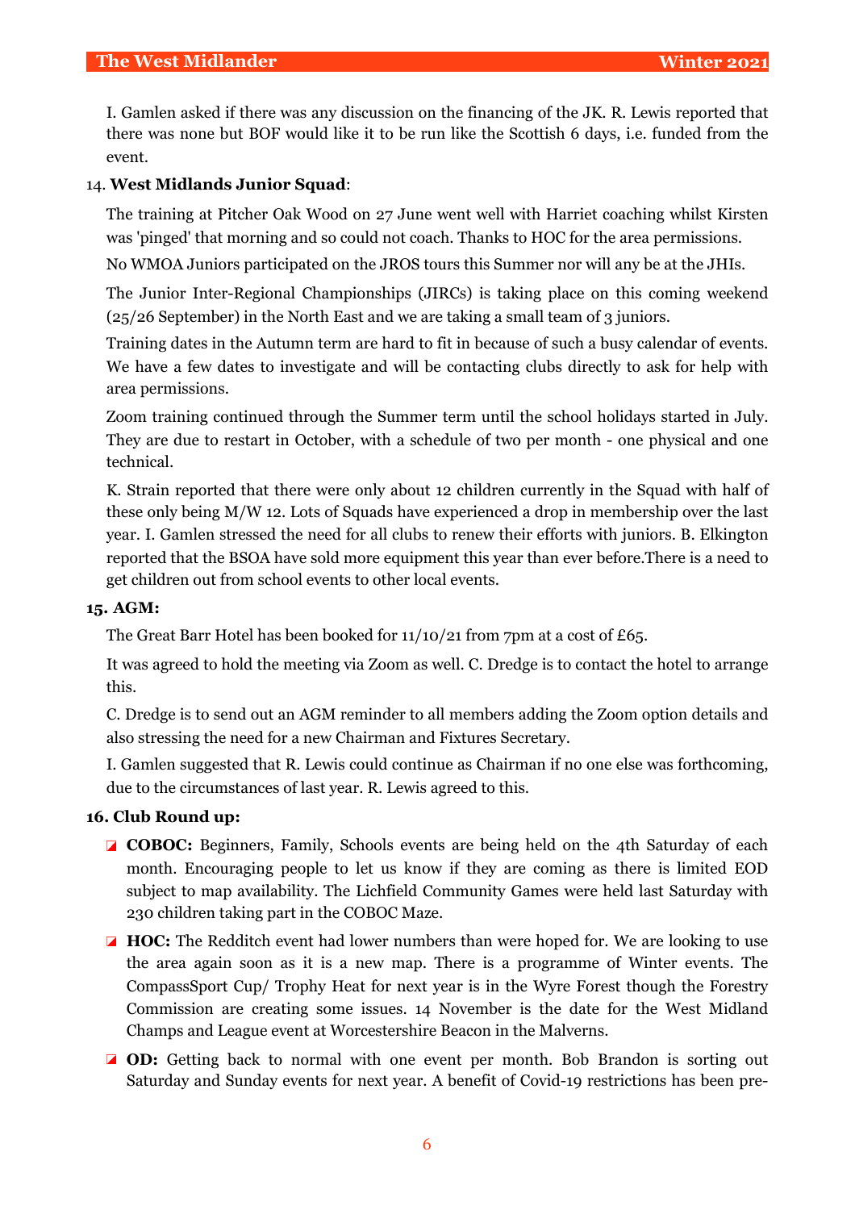I. Gamlen asked if there was any discussion on the financing of the JK. R. Lewis reported that there was none but BOF would like it to be run like the Scottish 6 days, i.e. funded from the event.

14. **West Midlands Junior Squad**:

The training at Pitcher Oak Wood on 27 June went well with Harriet coaching whilst Kirsten was 'pinged' that morning and so could not coach. Thanks to HOC for the area permissions.

No WMOA Juniors participated on the JROS tours this Summer nor will any be at the JHIs.

The Junior Inter-Regional Championships (JIRCs) is taking place on this coming weekend (25/26 September) in the North East and we are taking a small team of 3 juniors.

Training dates in the Autumn term are hard to fit in because of such a busy calendar of events. We have a few dates to investigate and will be contacting clubs directly to ask for help with area permissions.

Zoom training continued through the Summer term until the school holidays started in July. They are due to restart in October, with a schedule of two per month - one physical and one technical.

K. Strain reported that there were only about 12 children currently in the Squad with half of these only being M/W 12. Lots of Squads have experienced a drop in membership over the last year. I. Gamlen stressed the need for all clubs to renew their efforts with juniors. B. Elkington reported that the BSOA have sold more equipment this year than ever before.There is a need to get children out from school events to other local events.

**15. AGM:**

The Great Barr Hotel has been booked for 11/10/21 from 7pm at a cost of £65.

It was agreed to hold the meeting via Zoom as well. C. Dredge is to contact the hotel to arrange this.

C. Dredge is to send out an AGM reminder to all members adding the Zoom option details and also stressing the need for a new Chairman and Fixtures Secretary.

I. Gamlen suggested that R. Lewis could continue as Chairman if no one else was forthcoming, due to the circumstances of last year. R. Lewis agreed to this.

**16. Club Round up:**

- **COBOC:** Beginners, Family, Schools events are being held on the 4th Saturday of each month. Encouraging people to let us know if they are coming as there is limited EOD subject to map availability. The Lichfield Community Games were held last Saturday with 230 children taking part in the COBOC Maze.
- **HOC:** The Redditch event had lower numbers than were hoped for. We are looking to use the area again soon as it is a new map. There is a programme of Winter events. The CompassSport Cup/ Trophy Heat for next year is in the Wyre Forest though the Forestry Commission are creating some issues. 14 November is the date for the West Midland Champs and League event at Worcestershire Beacon in the Malverns.
- **OD:** Getting back to normal with one event per month. Bob Brandon is sorting out Saturday and Sunday events for next year. A benefit of Covid-19 restrictions has been pre-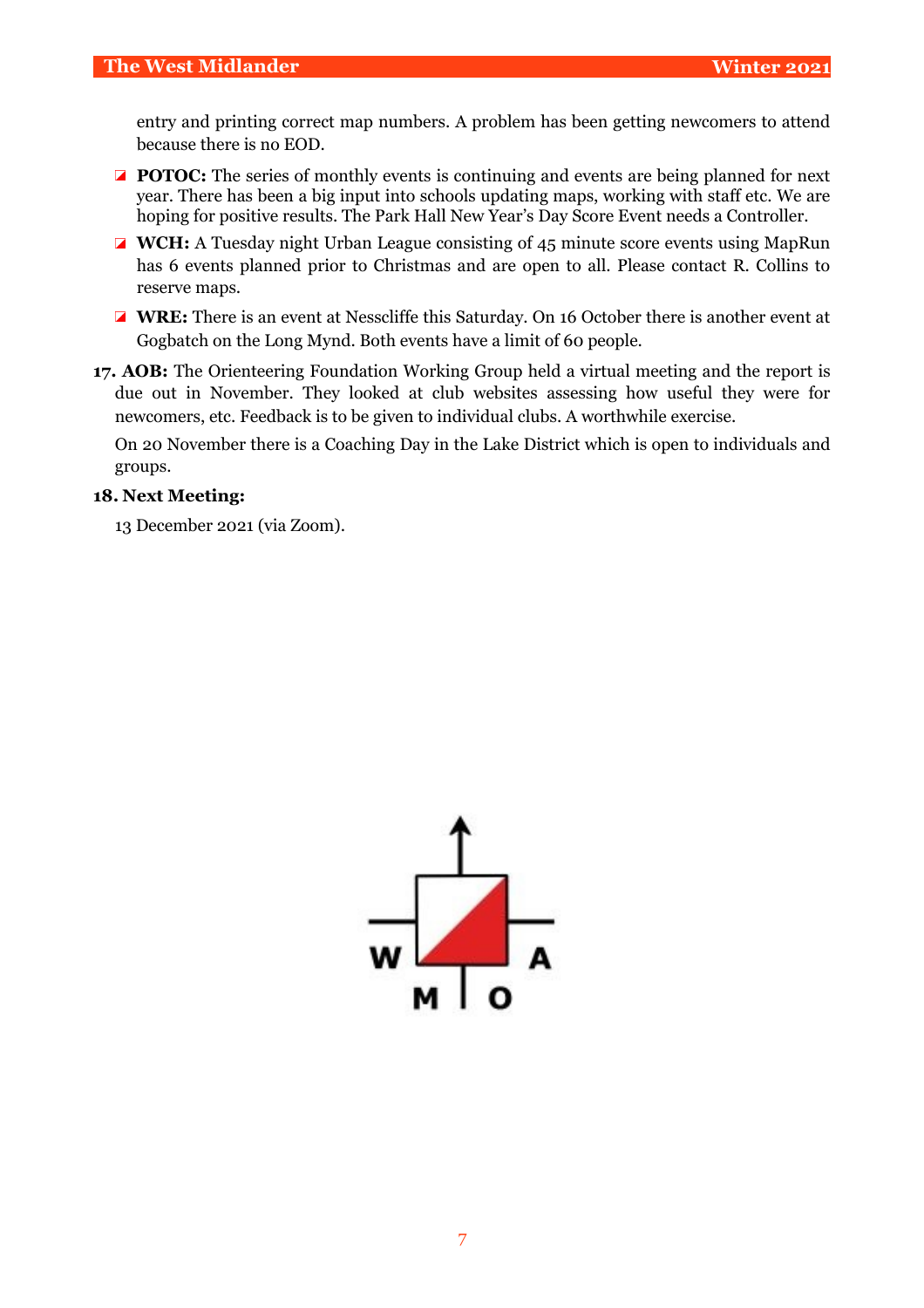entry and printing correct map numbers. A problem has been getting newcomers to attend because there is no EOD.

- **POTOC:** The series of monthly events is continuing and events are being planned for next year. There has been a big input into schools updating maps, working with staff etc. We are hoping for positive results. The Park Hall New Year's Day Score Event needs a Controller.
- **WCH:** A Tuesday night Urban League consisting of 45 minute score events using MapRun has 6 events planned prior to Christmas and are open to all. Please contact R. Collins to reserve maps.
- **WRE:** There is an event at Nesscliffe this Saturday. On 16 October there is another event at Gogbatch on the Long Mynd. Both events have a limit of 60 people.

**17. AOB:** The Orienteering Foundation Working Group held a virtual meeting and the report is due out in November. They looked at club websites assessing how useful they were for newcomers, etc. Feedback is to be given to individual clubs. A worthwhile exercise.

On 20 November there is a Coaching Day in the Lake District which is open to individuals and groups.

**18. Next Meeting:**

13 December 2021 (via Zoom).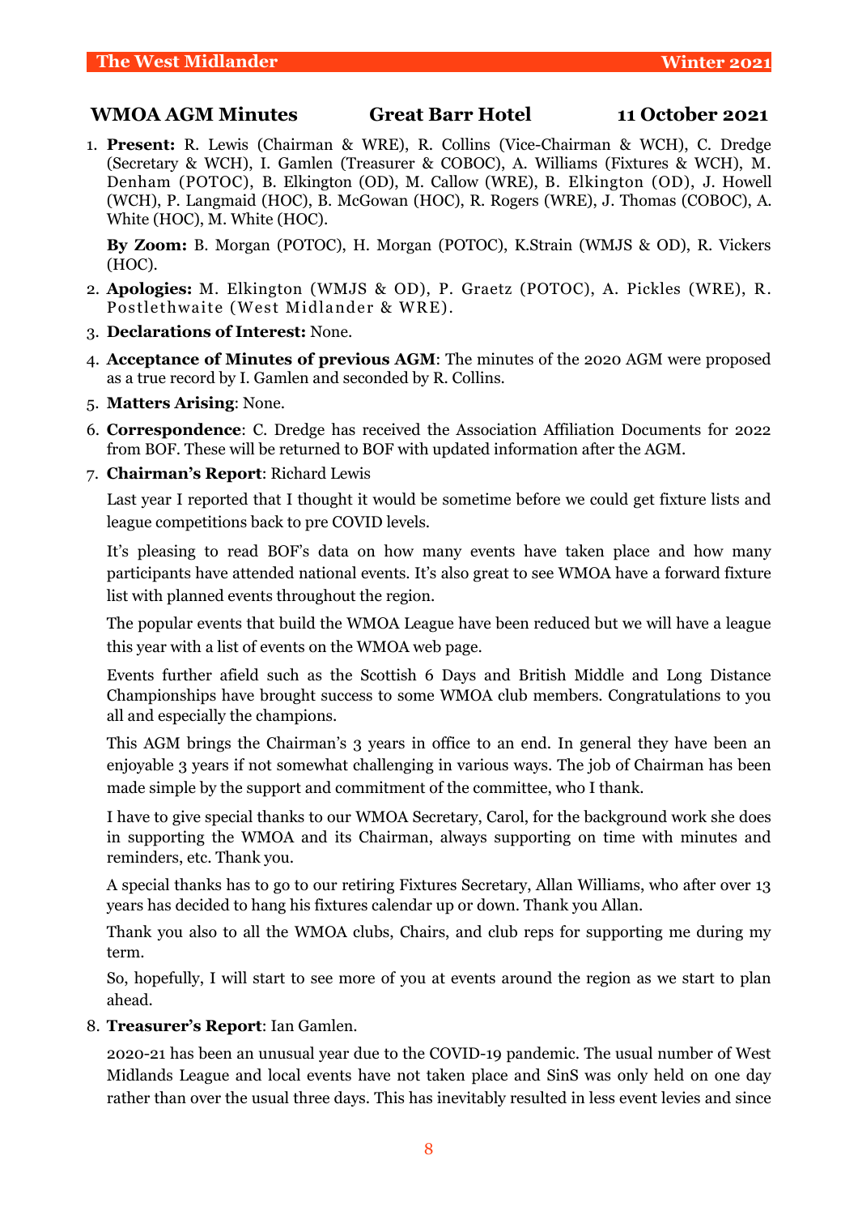## WMOA AGM Minutes    Great Barr Hotel    11 October 2021

1. **Present:** R. Lewis (Chairman & WRE), R. Collins (Vice-Chairman & WCH), C. Dredge (Secretary & WCH), I. Gamlen (Treasurer & COBOC), A. Williams (Fixtures & WCH), M. Denham (POTOC), B. Elkington (OD), M. Callow (WRE), B. Elkington (OD), J. Howell (WCH), P. Langmaid (HOC), B. McGowan (HOC), R. Rogers (WRE), J. Thomas (COBOC), A. White (HOC), M. White (HOC).

   **By Zoom:** B. Morgan (POTOC), H. Morgan (POTOC), K.Strain (WMJS & OD), R. Vickers (HOC).

2. **Apologies:** M. Elkington (WMJS & OD), P. Graetz (POTOC), A. Pickles (WRE), R. Postlethwaite (West Midlander & WRE).
3. **Declarations of Interest:** None.
4. **Acceptance of Minutes of previous AGM**: The minutes of the 2020 AGM were proposed as a true record by I. Gamlen and seconded by R. Collins.
5. **Matters Arising**: None.
6. **Correspondence**: C. Dredge has received the Association Affiliation Documents for 2022 from BOF. These will be returned to BOF with updated information after the AGM.
7. **Chairman's Report**: Richard Lewis

   Last year I reported that I thought it would be sometime before we could get fixture lists and league competitions back to pre COVID levels.

   It's pleasing to read BOF's data on how many events have taken place and how many participants have attended national events. It's also great to see WMOA have a forward fixture list with planned events throughout the region.

   The popular events that build the WMOA League have been reduced but we will have a league this year with a list of events on the WMOA web page.

   Events further afield such as the Scottish 6 Days and British Middle and Long Distance Championships have brought success to some WMOA club members. Congratulations to you all and especially the champions.

   This AGM brings the Chairman's 3 years in office to an end. In general they have been an enjoyable 3 years if not somewhat challenging in various ways. The job of Chairman has been made simple by the support and commitment of the committee, who I thank.

   I have to give special thanks to our WMOA Secretary, Carol, for the background work she does in supporting the WMOA and its Chairman, always supporting on time with minutes and reminders, etc. Thank you.

   A special thanks has to go to our retiring Fixtures Secretary, Allan Williams, who after over 13 years has decided to hang his fixtures calendar up or down. Thank you Allan.

   Thank you also to all the WMOA clubs, Chairs, and club reps for supporting me during my term.

   So, hopefully, I will start to see more of you at events around the region as we start to plan ahead.

8. **Treasurer's Report**: Ian Gamlen.

   2020-21 has been an unusual year due to the COVID-19 pandemic. The usual number of West Midlands League and local events have not taken place and SinS was only held on one day rather than over the usual three days. This has inevitably resulted in less event levies and since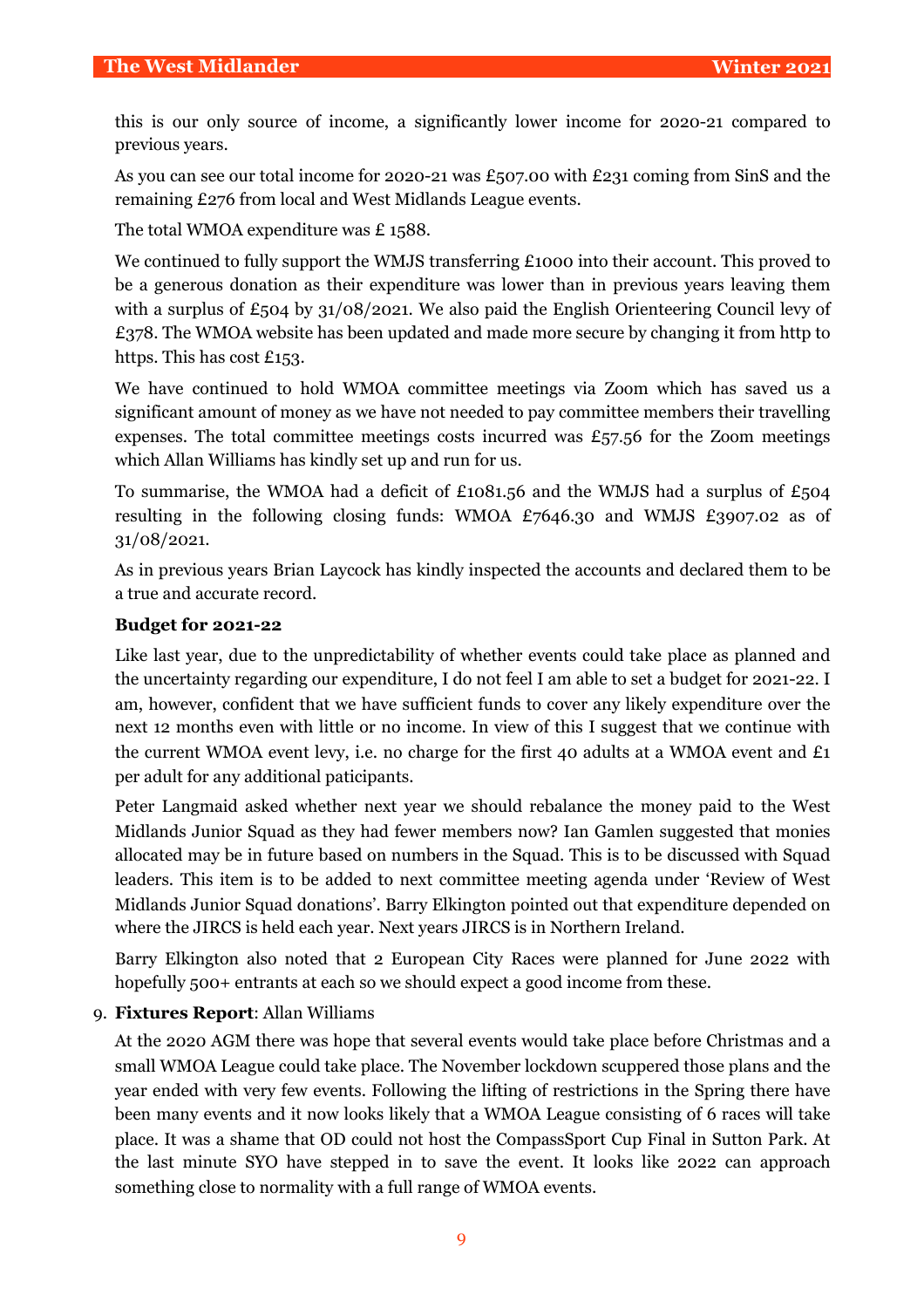this is our only source of income, a significantly lower income for 2020-21 compared to previous years.

As you can see our total income for 2020-21 was £507.00 with £231 coming from SinS and the remaining £276 from local and West Midlands League events.

The total WMOA expenditure was £ 1588.

We continued to fully support the WMJS transferring £1000 into their account. This proved to be a generous donation as their expenditure was lower than in previous years leaving them with a surplus of £504 by 31/08/2021. We also paid the English Orienteering Council levy of £378. The WMOA website has been updated and made more secure by changing it from http to https. This has cost £153.

We have continued to hold WMOA committee meetings via Zoom which has saved us a significant amount of money as we have not needed to pay committee members their travelling expenses. The total committee meetings costs incurred was £57.56 for the Zoom meetings which Allan Williams has kindly set up and run for us.

To summarise, the WMOA had a deficit of £1081.56 and the WMJS had a surplus of £504 resulting in the following closing funds: WMOA £7646.30 and WMJS £3907.02 as of 31/08/2021.

As in previous years Brian Laycock has kindly inspected the accounts and declared them to be a true and accurate record.

**Budget for 2021-22**

Like last year, due to the unpredictability of whether events could take place as planned and the uncertainty regarding our expenditure, I do not feel I am able to set a budget for 2021-22. I am, however, confident that we have sufficient funds to cover any likely expenditure over the next 12 months even with little or no income. In view of this I suggest that we continue with the current WMOA event levy, i.e. no charge for the first 40 adults at a WMOA event and £1 per adult for any additional participants.

Peter Langmaid asked whether next year we should rebalance the money paid to the West Midlands Junior Squad as they had fewer members now? Ian Gamlen suggested that monies allocated may be in future based on numbers in the Squad. This is to be discussed with Squad leaders. This item is to be added to next committee meeting agenda under 'Review of West Midlands Junior Squad donations'. Barry Elkington pointed out that expenditure depended on where the JIRCS is held each year. Next years JIRCS is in Northern Ireland.

Barry Elkington also noted that 2 European City Races were planned for June 2022 with hopefully 500+ entrants at each so we should expect a good income from these.

9. **Fixtures Report**: Allan Williams

   At the 2020 AGM there was hope that several events would take place before Christmas and a small WMOA League could take place. The November lockdown scuppered those plans and the year ended with very few events. Following the lifting of restrictions in the Spring there have been many events and it now looks likely that a WMOA League consisting of 6 races will take place. It was a shame that OD could not host the CompassSport Cup Final in Sutton Park. At the last minute SYO have stepped in to save the event. It looks like 2022 can approach something close to normality with a full range of WMOA events.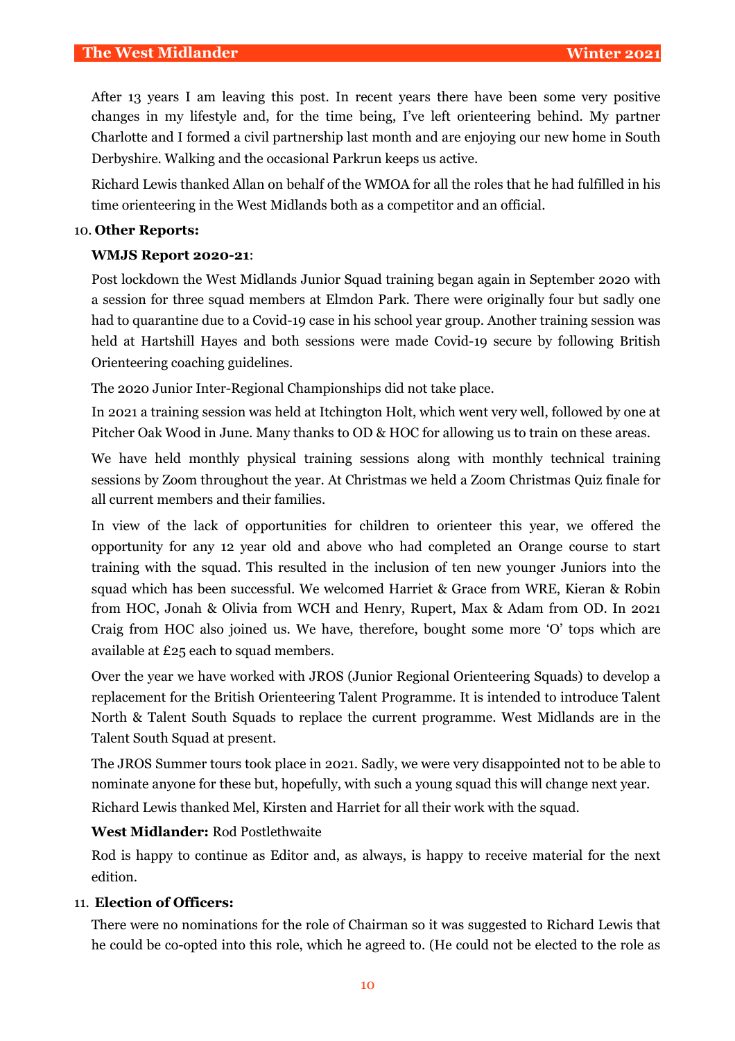After 13 years I am leaving this post. In recent years there have been some very positive changes in my lifestyle and, for the time being, I've left orienteering behind. My partner Charlotte and I formed a civil partnership last month and are enjoying our new home in South Derbyshire. Walking and the occasional Parkrun keeps us active.

Richard Lewis thanked Allan on behalf of the WMOA for all the roles that he had fulfilled in his time orienteering in the West Midlands both as a competitor and an official.

10. **Other Reports:**

**WMJS Report 2020-21**:

Post lockdown the West Midlands Junior Squad training began again in September 2020 with a session for three squad members at Elmdon Park. There were originally four but sadly one had to quarantine due to a Covid-19 case in his school year group. Another training session was held at Hartshill Hayes and both sessions were made Covid-19 secure by following British Orienteering coaching guidelines.

The 2020 Junior Inter-Regional Championships did not take place.

In 2021 a training session was held at Itchington Holt, which went very well, followed by one at Pitcher Oak Wood in June. Many thanks to OD & HOC for allowing us to train on these areas.

We have held monthly physical training sessions along with monthly technical training sessions by Zoom throughout the year. At Christmas we held a Zoom Christmas Quiz finale for all current members and their families.

In view of the lack of opportunities for children to orienteer this year, we offered the opportunity for any 12 year old and above who had completed an Orange course to start training with the squad. This resulted in the inclusion of ten new younger Juniors into the squad which has been successful. We welcomed Harriet & Grace from WRE, Kieran & Robin from HOC, Jonah & Olivia from WCH and Henry, Rupert, Max & Adam from OD. In 2021 Craig from HOC also joined us. We have, therefore, bought some more 'O' tops which are available at £25 each to squad members.

Over the year we have worked with JROS (Junior Regional Orienteering Squads) to develop a replacement for the British Orienteering Talent Programme. It is intended to introduce Talent North & Talent South Squads to replace the current programme. West Midlands are in the Talent South Squad at present.

The JROS Summer tours took place in 2021. Sadly, we were very disappointed not to be able to nominate anyone for these but, hopefully, with such a young squad this will change next year.

Richard Lewis thanked Mel, Kirsten and Harriet for all their work with the squad.

**West Midlander:** Rod Postlethwaite

Rod is happy to continue as Editor and, as always, is happy to receive material for the next edition.

11. **Election of Officers:**

There were no nominations for the role of Chairman so it was suggested to Richard Lewis that he could be co-opted into this role, which he agreed to. (He could not be elected to the role as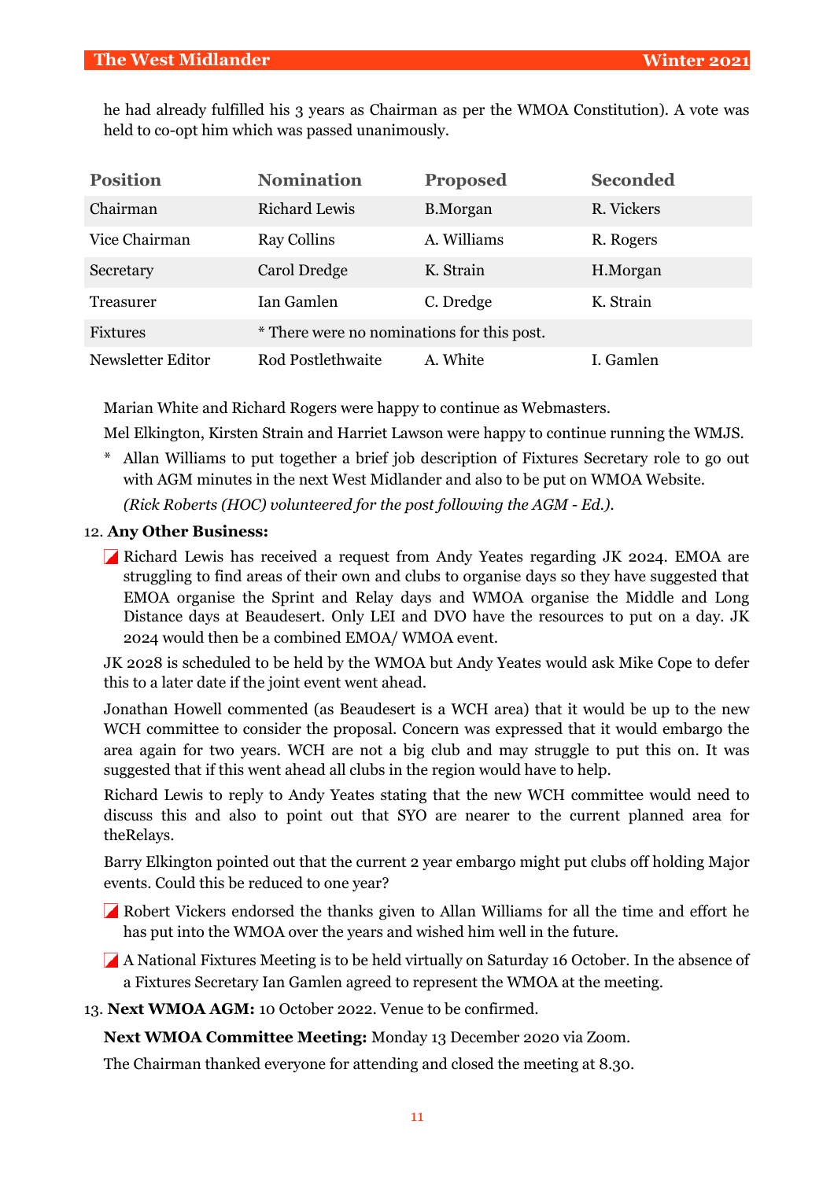he had already fulfilled his 3 years as Chairman as per the WMOA Constitution). A vote was held to co-opt him which was passed unanimously.

| Position | Nomination | Proposed | Seconded |
|---|---|---|---|
| Chairman | Richard Lewis | B.Morgan | R. Vickers |
| Vice Chairman | Ray Collins | A. Williams | R. Rogers |
| Secretary | Carol Dredge | K. Strain | H.Morgan |
| Treasurer | Ian Gamlen | C. Dredge | K. Strain |
| Fixtures | * There were no nominations for this post. | | |
| Newsletter Editor | Rod Postlethwaite | A. White | I. Gamlen |

Marian White and Richard Rogers were happy to continue as Webmasters.

Mel Elkington, Kirsten Strain and Harriet Lawson were happy to continue running the WMJS.

\* Allan Williams to put together a brief job description of Fixtures Secretary role to go out with AGM minutes in the next West Midlander and also to be put on WMOA Website.

*(Rick Roberts (HOC) volunteered for the post following the AGM - Ed.).*

12. **Any Other Business:**

- Richard Lewis has received a request from Andy Yeates regarding JK 2024. EMOA are struggling to find areas of their own and clubs to organise days so they have suggested that EMOA organise the Sprint and Relay days and WMOA organise the Middle and Long Distance days at Beaudesert. Only LEI and DVO have the resources to put on a day. JK 2024 would then be a combined EMOA/ WMOA event.

JK 2028 is scheduled to be held by the WMOA but Andy Yeates would ask Mike Cope to defer this to a later date if the joint event went ahead.

Jonathan Howell commented (as Beaudesert is a WCH area) that it would be up to the new WCH committee to consider the proposal. Concern was expressed that it would embargo the area again for two years. WCH are not a big club and may struggle to put this on. It was suggested that if this went ahead all clubs in the region would have to help.

Richard Lewis to reply to Andy Yeates stating that the new WCH committee would need to discuss this and also to point out that SYO are nearer to the current planned area for theRelays.

Barry Elkington pointed out that the current 2 year embargo might put clubs off holding Major events. Could this be reduced to one year?

- Robert Vickers endorsed the thanks given to Allan Williams for all the time and effort he has put into the WMOA over the years and wished him well in the future.
- A National Fixtures Meeting is to be held virtually on Saturday 16 October. In the absence of a Fixtures Secretary Ian Gamlen agreed to represent the WMOA at the meeting.

13. **Next WMOA AGM:** 10 October 2022. Venue to be confirmed.

**Next WMOA Committee Meeting:** Monday 13 December 2020 via Zoom.

The Chairman thanked everyone for attending and closed the meeting at 8.30.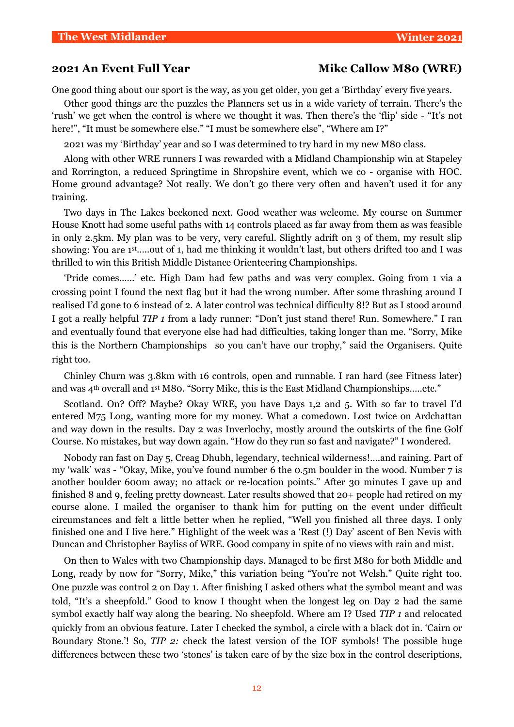## 2021 An Event Full Year — Mike Callow M80 (WRE)

One good thing about our sport is the way, as you get older, you get a 'Birthday' every five years.

Other good things are the puzzles the Planners set us in a wide variety of terrain. There's the 'rush' we get when the control is where we thought it was. Then there's the 'flip' side - "It's not here!", "It must be somewhere else." "I must be somewhere else", "Where am I?"

2021 was my 'Birthday' year and so I was determined to try hard in my new M80 class.

Along with other WRE runners I was rewarded with a Midland Championship win at Stapeley and Rorrington, a reduced Springtime in Shropshire event, which we co - organise with HOC. Home ground advantage? Not really. We don't go there very often and haven't used it for any training.

Two days in The Lakes beckoned next. Good weather was welcome. My course on Summer House Knott had some useful paths with 14 controls placed as far away from them as was feasible in only 2.5km. My plan was to be very, very careful. Slightly adrift on 3 of them, my result slip showing: You are 1st.....out of 1, had me thinking it wouldn't last, but others drifted too and I was thrilled to win this British Middle Distance Orienteering Championships.

'Pride comes......' etc. High Dam had few paths and was very complex. Going from 1 via a crossing point I found the next flag but it had the wrong number. After some thrashing around I realised I'd gone to 6 instead of 2. A later control was technical difficulty 8!? But as I stood around I got a really helpful *TIP 1* from a lady runner: "Don't just stand there! Run. Somewhere." I ran and eventually found that everyone else had had difficulties, taking longer than me. "Sorry, Mike this is the Northern Championships so you can't have our trophy," said the Organisers. Quite right too.

Chinley Churn was 3.8km with 16 controls, open and runnable. I ran hard (see Fitness later) and was 4th overall and 1st M80. "Sorry Mike, this is the East Midland Championships.....etc."

Scotland. On? Off? Maybe? Okay WRE, you have Days 1,2 and 5. With so far to travel I'd entered M75 Long, wanting more for my money. What a comedown. Lost twice on Ardchattan and way down in the results. Day 2 was Inverlochy, mostly around the outskirts of the fine Golf Course. No mistakes, but way down again. "How do they run so fast and navigate?" I wondered.

Nobody ran fast on Day 5, Creag Dhubh, legendary, technical wilderness!....and raining. Part of my 'walk' was - "Okay, Mike, you've found number 6 the 0.5m boulder in the wood. Number 7 is another boulder 600m away; no attack or re-location points." After 30 minutes I gave up and finished 8 and 9, feeling pretty downcast. Later results showed that 20+ people had retired on my course alone. I mailed the organiser to thank him for putting on the event under difficult circumstances and felt a little better when he replied, "Well you finished all three days. I only finished one and I live here." Highlight of the week was a 'Rest (!) Day' ascent of Ben Nevis with Duncan and Christopher Bayliss of WRE. Good company in spite of no views with rain and mist.

On then to Wales with two Championship days. Managed to be first M80 for both Middle and Long, ready by now for "Sorry, Mike," this variation being "You're not Welsh." Quite right too. One puzzle was control 2 on Day 1. After finishing I asked others what the symbol meant and was told, "It's a sheepfold." Good to know I thought when the longest leg on Day 2 had the same symbol exactly half way along the bearing. No sheepfold. Where am I? Used *TIP 1* and relocated quickly from an obvious feature. Later I checked the symbol, a circle with a black dot in. 'Cairn or Boundary Stone.'! So, *TIP 2:* check the latest version of the IOF symbols! The possible huge differences between these two 'stones' is taken care of by the size box in the control descriptions,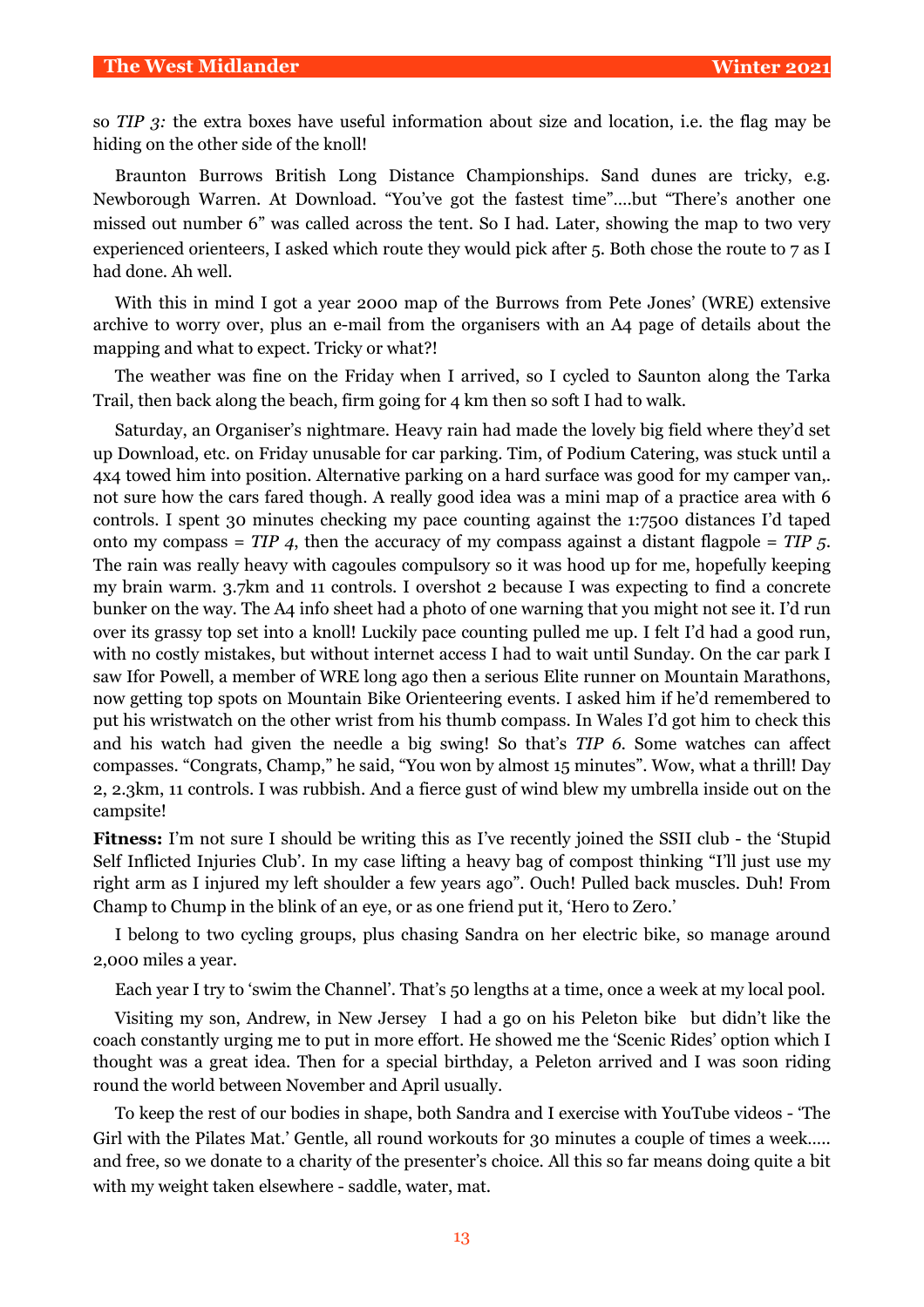so *TIP 3:* the extra boxes have useful information about size and location, i.e. the flag may be hiding on the other side of the knoll!

Braunton Burrows British Long Distance Championships. Sand dunes are tricky, e.g. Newborough Warren. At Download. "You've got the fastest time"....but "There's another one missed out number 6" was called across the tent. So I had. Later, showing the map to two very experienced orienteers, I asked which route they would pick after 5. Both chose the route to 7 as I had done. Ah well.

With this in mind I got a year 2000 map of the Burrows from Pete Jones' (WRE) extensive archive to worry over, plus an e-mail from the organisers with an A4 page of details about the mapping and what to expect. Tricky or what?!

The weather was fine on the Friday when I arrived, so I cycled to Saunton along the Tarka Trail, then back along the beach, firm going for 4 km then so soft I had to walk.

Saturday, an Organiser's nightmare. Heavy rain had made the lovely big field where they'd set up Download, etc. on Friday unusable for car parking. Tim, of Podium Catering, was stuck until a 4x4 towed him into position. Alternative parking on a hard surface was good for my camper van,. not sure how the cars fared though. A really good idea was a mini map of a practice area with 6 controls. I spent 30 minutes checking my pace counting against the 1:7500 distances I'd taped onto my compass = *TIP 4*, then the accuracy of my compass against a distant flagpole = *TIP 5*. The rain was really heavy with cagoules compulsory so it was hood up for me, hopefully keeping my brain warm. 3.7km and 11 controls. I overshot 2 because I was expecting to find a concrete bunker on the way. The A4 info sheet had a photo of one warning that you might not see it. I'd run over its grassy top set into a knoll! Luckily pace counting pulled me up. I felt I'd had a good run, with no costly mistakes, but without internet access I had to wait until Sunday. On the car park I saw Ifor Powell, a member of WRE long ago then a serious Elite runner on Mountain Marathons, now getting top spots on Mountain Bike Orienteering events. I asked him if he'd remembered to put his wristwatch on the other wrist from his thumb compass. In Wales I'd got him to check this and his watch had given the needle a big swing! So that's *TIP 6*. Some watches can affect compasses. "Congrats, Champ," he said, "You won by almost 15 minutes". Wow, what a thrill! Day 2, 2.3km, 11 controls. I was rubbish. And a fierce gust of wind blew my umbrella inside out on the campsite!

**Fitness:** I'm not sure I should be writing this as I've recently joined the SSII club - the 'Stupid Self Inflicted Injuries Club'. In my case lifting a heavy bag of compost thinking "I'll just use my right arm as I injured my left shoulder a few years ago". Ouch! Pulled back muscles. Duh! From Champ to Chump in the blink of an eye, or as one friend put it, 'Hero to Zero.'

I belong to two cycling groups, plus chasing Sandra on her electric bike, so manage around 2,000 miles a year.

Each year I try to 'swim the Channel'. That's 50 lengths at a time, once a week at my local pool.

Visiting my son, Andrew, in New Jersey I had a go on his Peleton bike but didn't like the coach constantly urging me to put in more effort. He showed me the 'Scenic Rides' option which I thought was a great idea. Then for a special birthday, a Peleton arrived and I was soon riding round the world between November and April usually.

To keep the rest of our bodies in shape, both Sandra and I exercise with YouTube videos - 'The Girl with the Pilates Mat.' Gentle, all round workouts for 30 minutes a couple of times a week..... and free, so we donate to a charity of the presenter's choice. All this so far means doing quite a bit with my weight taken elsewhere - saddle, water, mat.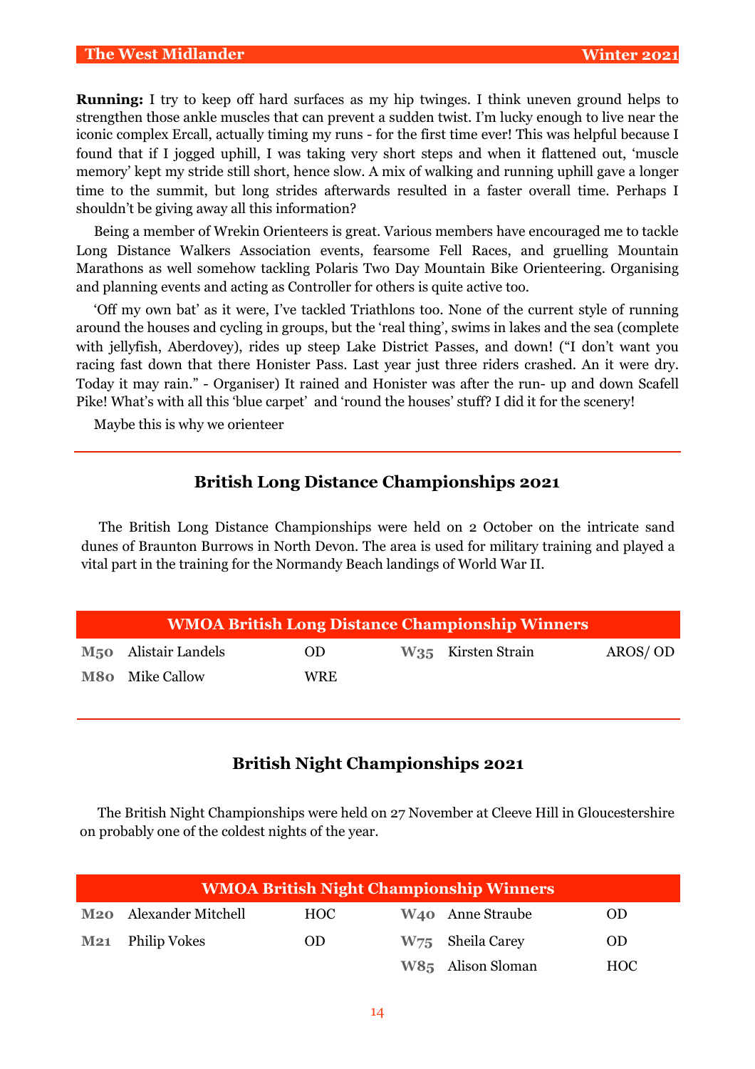**Running:** I try to keep off hard surfaces as my hip twinges. I think uneven ground helps to strengthen those ankle muscles that can prevent a sudden twist. I'm lucky enough to live near the iconic complex Ercall, actually timing my runs - for the first time ever! This was helpful because I found that if I jogged uphill, I was taking very short steps and when it flattened out, 'muscle memory' kept my stride still short, hence slow. A mix of walking and running uphill gave a longer time to the summit, but long strides afterwards resulted in a faster overall time. Perhaps I shouldn't be giving away all this information?

Being a member of Wrekin Orienteers is great. Various members have encouraged me to tackle Long Distance Walkers Association events, fearsome Fell Races, and gruelling Mountain Marathons as well somehow tackling Polaris Two Day Mountain Bike Orienteering. Organising and planning events and acting as Controller for others is quite active too.

'Off my own bat' as it were, I've tackled Triathlons too. None of the current style of running around the houses and cycling in groups, but the 'real thing', swims in lakes and the sea (complete with jellyfish, Aberdovey), rides up steep Lake District Passes, and down! ("I don't want you racing fast down that there Honister Pass. Last year just three riders crashed. An it were dry. Today it may rain." - Organiser) It rained and Honister was after the run- up and down Scafell Pike! What's with all this 'blue carpet' and 'round the houses' stuff? I did it for the scenery!

Maybe this is why we orienteer

## British Long Distance Championships 2021

The British Long Distance Championships were held on 2 October on the intricate sand dunes of Braunton Burrows in North Devon. The area is used for military training and played a vital part in the training for the Normandy Beach landings of World War II.

| WMOA British Long Distance Championship Winners | | | | | |
|---|---|---|---|---|---|
| **M50** | Alistair Landels | OD | **W35** | Kirsten Strain | AROS/ OD |
| **M80** | Mike Callow | WRE | | | |

## British Night Championships 2021

The British Night Championships were held on 27 November at Cleeve Hill in Gloucestershire on probably one of the coldest nights of the year.

| WMOA British Night Championship Winners | | | | | |
|---|---|---|---|---|---|
| **M20** | Alexander Mitchell | HOC | **W40** | Anne Straube | OD |
| **M21** | Philip Vokes | OD | **W75** | Sheila Carey | OD |
| | | | **W85** | Alison Sloman | HOC |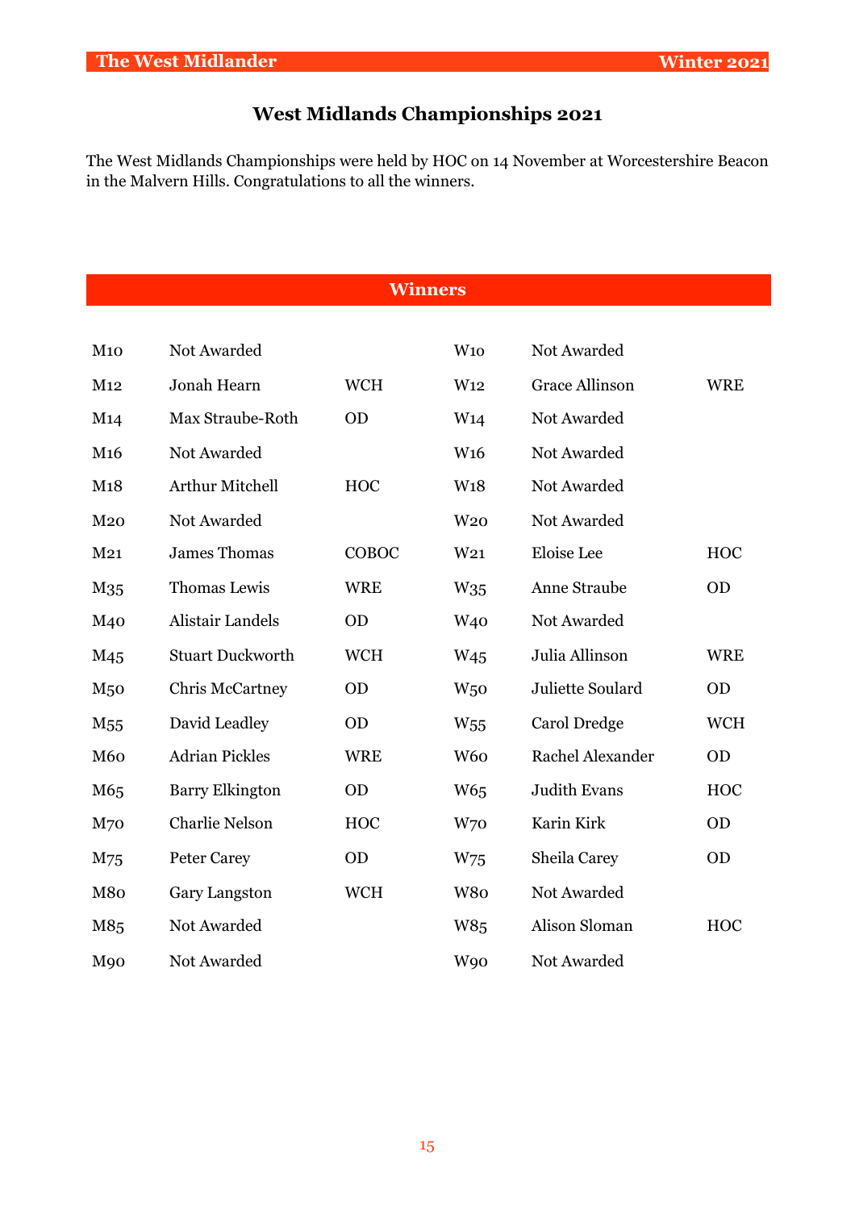# West Midlands Championships 2021

The West Midlands Championships were held by HOC on 14 November at Worcestershire Beacon in the Malvern Hills. Congratulations to all the winners.

## Winners

| Class | Name | Club | Class | Name | Club |
|---|---|---|---|---|---|
| M10 | Not Awarded | | W10 | Not Awarded | |
| M12 | Jonah Hearn | WCH | W12 | Grace Allinson | WRE |
| M14 | Max Straube-Roth | OD | W14 | Not Awarded | |
| M16 | Not Awarded | | W16 | Not Awarded | |
| M18 | Arthur Mitchell | HOC | W18 | Not Awarded | |
| M20 | Not Awarded | | W20 | Not Awarded | |
| M21 | James Thomas | COBOC | W21 | Eloise Lee | HOC |
| M35 | Thomas Lewis | WRE | W35 | Anne Straube | OD |
| M40 | Alistair Landels | OD | W40 | Not Awarded | |
| M45 | Stuart Duckworth | WCH | W45 | Julia Allinson | WRE |
| M50 | Chris McCartney | OD | W50 | Juliette Soulard | OD |
| M55 | David Leadley | OD | W55 | Carol Dredge | WCH |
| M60 | Adrian Pickles | WRE | W60 | Rachel Alexander | OD |
| M65 | Barry Elkington | OD | W65 | Judith Evans | HOC |
| M70 | Charlie Nelson | HOC | W70 | Karin Kirk | OD |
| M75 | Peter Carey | OD | W75 | Sheila Carey | OD |
| M80 | Gary Langston | WCH | W80 | Not Awarded | |
| M85 | Not Awarded | | W85 | Alison Sloman | HOC |
| M90 | Not Awarded | | W90 | Not Awarded | |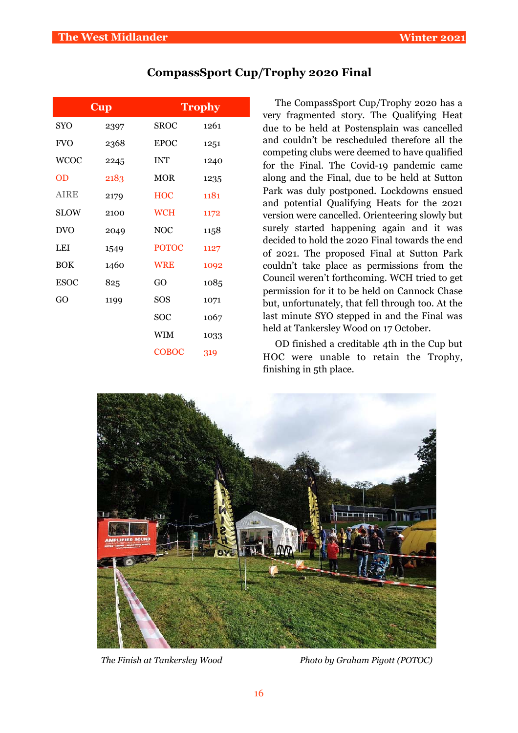## CompassSport Cup/Trophy 2020 Final

| Cup | | Trophy | |
|---|---|---|---|
| SYO | 2397 | SROC | 1261 |
| FVO | 2368 | EPOC | 1251 |
| WCOC | 2245 | INT | 1240 |
| OD | 2183 | MOR | 1235 |
| AIRE | 2179 | HOC | 1181 |
| SLOW | 2100 | WCH | 1172 |
| DVO | 2049 | NOC | 1158 |
| LEI | 1549 | POTOC | 1127 |
| BOK | 1460 | WRE | 1092 |
| ESOC | 825 | GO | 1085 |
| GO | 1199 | SOS | 1071 |
| | | SOC | 1067 |
| | | WIM | 1033 |
| | | COBOC | 319 |

The CompassSport Cup/Trophy 2020 has a very fragmented story. The Qualifying Heat due to be held at Postensplain was cancelled and couldn't be rescheduled therefore all the competing clubs were deemed to have qualified for the Final. The Covid-19 pandemic came along and the Final, due to be held at Sutton Park was duly postponed. Lockdowns ensued and potential Qualifying Heats for the 2021 version were cancelled. Orienteering slowly but surely started happening again and it was decided to hold the 2020 Final towards the end of 2021. The proposed Final at Sutton Park couldn't take place as permissions from the Council weren't forthcoming. WCH tried to get permission for it to be held on Cannock Chase but, unfortunately, that fell through too. At the last minute SYO stepped in and the Final was held at Tankersley Wood on 17 October.

OD finished a creditable 4th in the Cup but HOC were unable to retain the Trophy, finishing in 5th place.

*The Finish at Tankersley Wood* *Photo by Graham Pigott (POTOC)*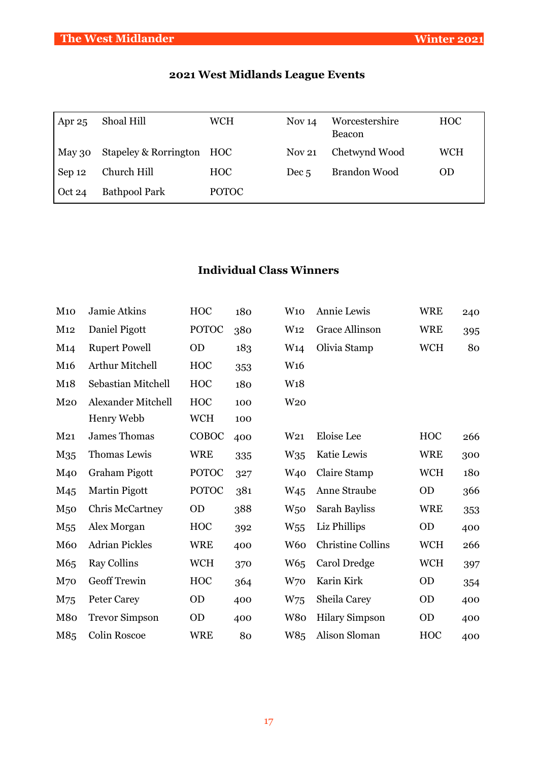## 2021 West Midlands League Events

| | | | | | |
|---|---|---|---|---|---|
| Apr 25 | Shoal Hill | WCH | Nov 14 | Worcestershire Beacon | HOC |
| May 30 | Stapeley & Rorrington | HOC | Nov 21 | Chetwynd Wood | WCH |
| Sep 12 | Church Hill | HOC | Dec 5 | Brandon Wood | OD |
| Oct 24 | Bathpool Park | POTOC | | | |

## Individual Class Winners

| | | | | | | | |
|---|---|---|---|---|---|---|---|
| M10 | Jamie Atkins | HOC | 180 | W10 | Annie Lewis | WRE | 240 |
| M12 | Daniel Pigott | POTOC | 380 | W12 | Grace Allinson | WRE | 395 |
| M14 | Rupert Powell | OD | 183 | W14 | Olivia Stamp | WCH | 80 |
| M16 | Arthur Mitchell | HOC | 353 | W16 | | | |
| M18 | Sebastian Mitchell | HOC | 180 | W18 | | | |
| M20 | Alexander Mitchell | HOC | 100 | W20 | | | |
| | Henry Webb | WCH | 100 | | | | |
| M21 | James Thomas | COBOC | 400 | W21 | Eloise Lee | HOC | 266 |
| M35 | Thomas Lewis | WRE | 335 | W35 | Katie Lewis | WRE | 300 |
| M40 | Graham Pigott | POTOC | 327 | W40 | Claire Stamp | WCH | 180 |
| M45 | Martin Pigott | POTOC | 381 | W45 | Anne Straube | OD | 366 |
| M50 | Chris McCartney | OD | 388 | W50 | Sarah Bayliss | WRE | 353 |
| M55 | Alex Morgan | HOC | 392 | W55 | Liz Phillips | OD | 400 |
| M60 | Adrian Pickles | WRE | 400 | W60 | Christine Collins | WCH | 266 |
| M65 | Ray Collins | WCH | 370 | W65 | Carol Dredge | WCH | 397 |
| M70 | Geoff Trewin | HOC | 364 | W70 | Karin Kirk | OD | 354 |
| M75 | Peter Carey | OD | 400 | W75 | Sheila Carey | OD | 400 |
| M80 | Trevor Simpson | OD | 400 | W80 | Hilary Simpson | OD | 400 |
| M85 | Colin Roscoe | WRE | 80 | W85 | Alison Sloman | HOC | 400 |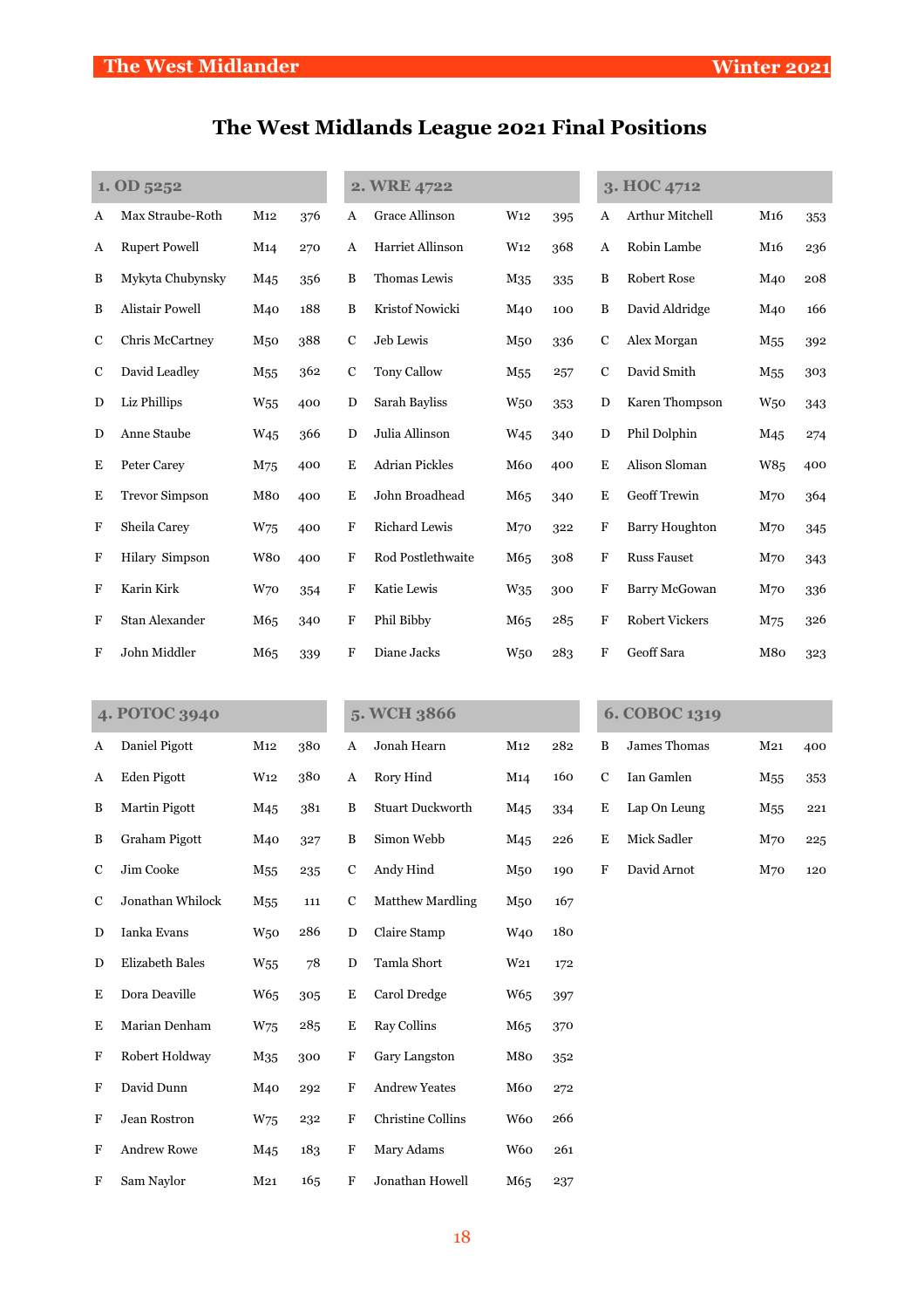# The West Midlands League 2021 Final Positions

### 1. OD 5252

| | | | |
|---|---|---|---|
| A | Max Straube-Roth | M12 | 376 |
| A | Rupert Powell | M14 | 270 |
| B | Mykyta Chubynsky | M45 | 356 |
| B | Alistair Powell | M40 | 188 |
| C | Chris McCartney | M50 | 388 |
| C | David Leadley | M55 | 362 |
| D | Liz Phillips | W55 | 400 |
| D | Anne Staube | W45 | 366 |
| E | Peter Carey | M75 | 400 |
| E | Trevor Simpson | M80 | 400 |
| F | Sheila Carey | W75 | 400 |
| F | Hilary Simpson | W80 | 400 |
| F | Karin Kirk | W70 | 354 |
| F | Stan Alexander | M65 | 340 |
| F | John Middler | M65 | 339 |

### 2. WRE 4722

| | | | |
|---|---|---|---|
| A | Grace Allinson | W12 | 395 |
| A | Harriet Allinson | W12 | 368 |
| B | Thomas Lewis | M35 | 335 |
| B | Kristof Nowicki | M40 | 100 |
| C | Jeb Lewis | M50 | 336 |
| C | Tony Callow | M55 | 257 |
| D | Sarah Bayliss | W50 | 353 |
| D | Julia Allinson | W45 | 340 |
| E | Adrian Pickles | M60 | 400 |
| E | John Broadhead | M65 | 340 |
| F | Richard Lewis | M70 | 322 |
| F | Rod Postlethwaite | M65 | 308 |
| F | Katie Lewis | W35 | 300 |
| F | Phil Bibby | M65 | 285 |
| F | Diane Jacks | W50 | 283 |

### 3. HOC 4712

| | | | |
|---|---|---|---|
| A | Arthur Mitchell | M16 | 353 |
| A | Robin Lambe | M16 | 236 |
| B | Robert Rose | M40 | 208 |
| B | David Aldridge | M40 | 166 |
| C | Alex Morgan | M55 | 392 |
| C | David Smith | M55 | 303 |
| D | Karen Thompson | W50 | 343 |
| D | Phil Dolphin | M45 | 274 |
| E | Alison Sloman | W85 | 400 |
| E | Geoff Trewin | M70 | 364 |
| F | Barry Houghton | M70 | 345 |
| F | Russ Fauset | M70 | 343 |
| F | Barry McGowan | M70 | 336 |
| F | Robert Vickers | M75 | 326 |
| F | Geoff Sara | M80 | 323 |

### 4. POTOC 3940

| | | | |
|---|---|---|---|
| A | Daniel Pigott | M12 | 380 |
| A | Eden Pigott | W12 | 380 |
| B | Martin Pigott | M45 | 381 |
| B | Graham Pigott | M40 | 327 |
| C | Jim Cooke | M55 | 235 |
| C | Jonathan Whilock | M55 | 111 |
| D | Ianka Evans | W50 | 286 |
| D | Elizabeth Bales | W55 | 78 |
| E | Dora Deaville | W65 | 305 |
| E | Marian Denham | W75 | 285 |
| F | Robert Holdway | M35 | 300 |
| F | David Dunn | M40 | 292 |
| F | Jean Rostron | W75 | 232 |
| F | Andrew Rowe | M45 | 183 |
| F | Sam Naylor | M21 | 165 |

### 5. WCH 3866

| | | | |
|---|---|---|---|
| A | Jonah Hearn | M12 | 282 |
| A | Rory Hind | M14 | 160 |
| B | Stuart Duckworth | M45 | 334 |
| B | Simon Webb | M45 | 226 |
| C | Andy Hind | M50 | 190 |
| C | Matthew Mardling | M50 | 167 |
| D | Claire Stamp | W40 | 180 |
| D | Tamla Short | W21 | 172 |
| E | Carol Dredge | W65 | 397 |
| E | Ray Collins | M65 | 370 |
| F | Gary Langston | M80 | 352 |
| F | Andrew Yeates | M60 | 272 |
| F | Christine Collins | W60 | 266 |
| F | Mary Adams | W60 | 261 |
| F | Jonathan Howell | M65 | 237 |

### 6. COBOC 1319

| | | | |
|---|---|---|---|
| B | James Thomas | M21 | 400 |
| C | Ian Gamlen | M55 | 353 |
| E | Lap On Leung | M55 | 221 |
| E | Mick Sadler | M70 | 225 |
| F | David Arnot | M70 | 120 |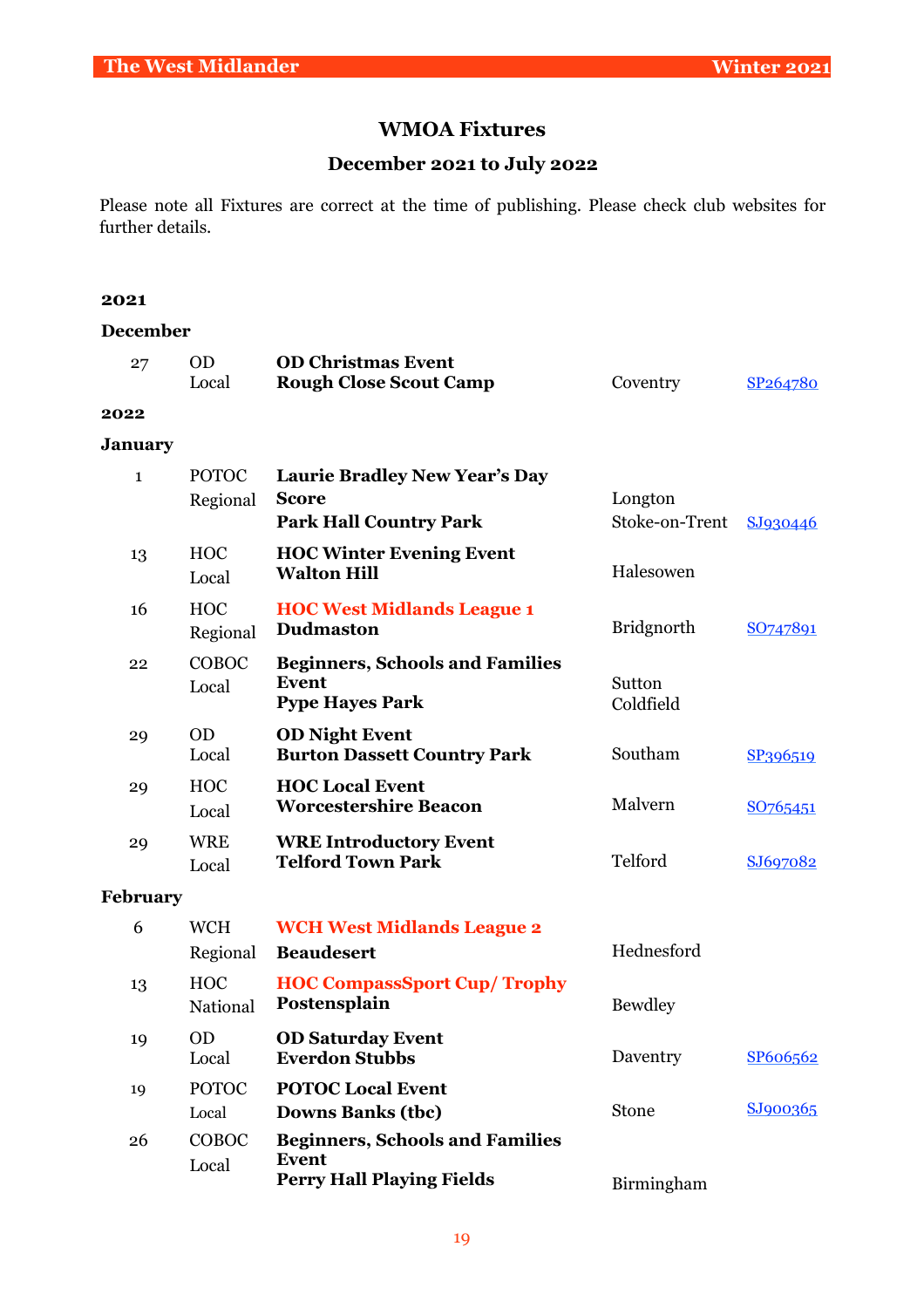## WMOA Fixtures

### December 2021 to July 2022

Please note all Fixtures are correct at the time of publishing. Please check club websites for further details.

**2021**

**December**

| Date | Club / Level | Event / Venue | Location | Grid Ref |
|---|---|---|---|---|
| 27 | OD Local | **OD Christmas Event** **Rough Close Scout Camp** | Coventry | SP264780 |

**2022**

**January**

| Date | Club / Level | Event / Venue | Location | Grid Ref |
|---|---|---|---|---|
| 1 | POTOC Regional | **Laurie Bradley New Year's Day Score** **Park Hall Country Park** | Longton Stoke-on-Trent | SJ930446 |
| 13 | HOC Local | **HOC Winter Evening Event** **Walton Hill** | Halesowen | |
| 16 | HOC Regional | **HOC West Midlands League 1** **Dudmaston** | Bridgnorth | SO747891 |
| 22 | COBOC Local | **Beginners, Schools and Families Event** **Pype Hayes Park** | Sutton Coldfield | |
| 29 | OD Local | **OD Night Event** **Burton Dassett Country Park** | Southam | SP396519 |
| 29 | HOC Local | **HOC Local Event** **Worcestershire Beacon** | Malvern | SO765451 |
| 29 | WRE Local | **WRE Introductory Event** **Telford Town Park** | Telford | SJ697082 |

**February**

| Date | Club / Level | Event / Venue | Location | Grid Ref |
|---|---|---|---|---|
| 6 | WCH Regional | **WCH West Midlands League 2** **Beaudesert** | Hednesford | |
| 13 | HOC National | **HOC CompassSport Cup/ Trophy** **Postensplain** | Bewdley | |
| 19 | OD Local | **OD Saturday Event** **Everdon Stubbs** | Daventry | SP606562 |
| 19 | POTOC Local | **POTOC Local Event** **Downs Banks (tbc)** | Stone | SJ900365 |
| 26 | COBOC Local | **Beginners, Schools and Families Event** **Perry Hall Playing Fields** | Birmingham | |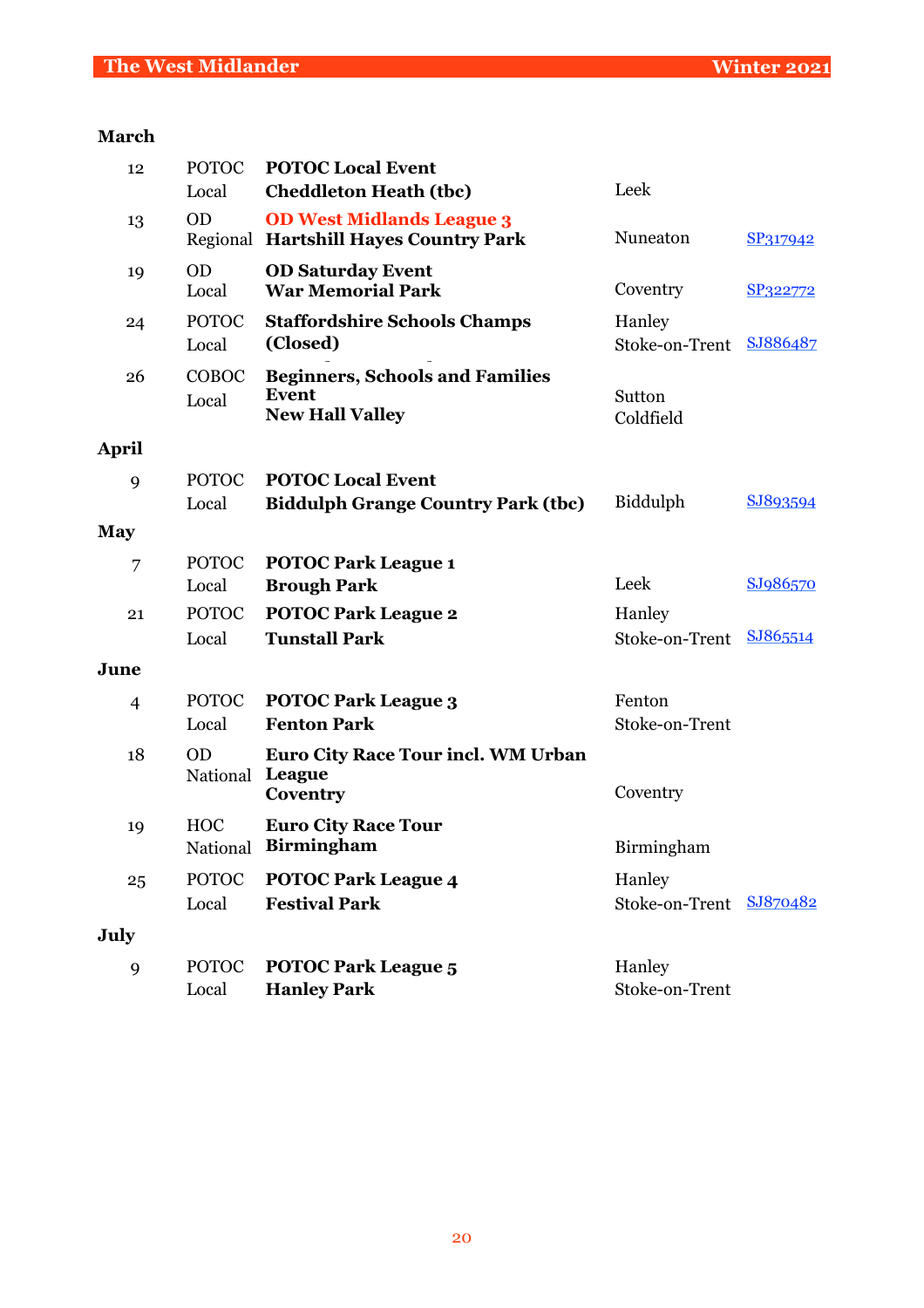**March**

| | | | | |
|---|---|---|---|---|
| 12 | POTOC<br>Local | **POTOC Local Event**<br>**Cheddleton Heath (tbc)** | Leek | |
| 13 | OD<br>Regional | **OD West Midlands League 3**<br>**Hartshill Hayes Country Park** | Nuneaton | SP317942 |
| 19 | OD<br>Local | **OD Saturday Event**<br>**War Memorial Park** | Coventry | SP322772 |
| 24 | POTOC<br>Local | **Staffordshire Schools Champs (Closed)** | Hanley<br>Stoke-on-Trent | SJ886487 |
| 26 | COBOC<br>Local | **Beginners, Schools and Families Event**<br>**New Hall Valley** | Sutton Coldfield | |

**April**

| | | | | |
|---|---|---|---|---|
| 9 | POTOC<br>Local | **POTOC Local Event**<br>**Biddulph Grange Country Park (tbc)** | Biddulph | SJ893594 |

**May**

| | | | | |
|---|---|---|---|---|
| 7 | POTOC<br>Local | **POTOC Park League 1**<br>**Brough Park** | Leek | SJ986570 |
| 21 | POTOC<br>Local | **POTOC Park League 2**<br>**Tunstall Park** | Hanley<br>Stoke-on-Trent | SJ865514 |

**June**

| | | | | |
|---|---|---|---|---|
| 4 | POTOC<br>Local | **POTOC Park League 3**<br>**Fenton Park** | Fenton<br>Stoke-on-Trent | |
| 18 | OD<br>National | **Euro City Race Tour incl. WM Urban League**<br>**Coventry** | Coventry | |
| 19 | HOC<br>National | **Euro City Race Tour**<br>**Birmingham** | Birmingham | |
| 25 | POTOC<br>Local | **POTOC Park League 4**<br>**Festival Park** | Hanley<br>Stoke-on-Trent | SJ870482 |

**July**

| | | | | |
|---|---|---|---|---|
| 9 | POTOC<br>Local | **POTOC Park League 5**<br>**Hanley Park** | Hanley<br>Stoke-on-Trent | |